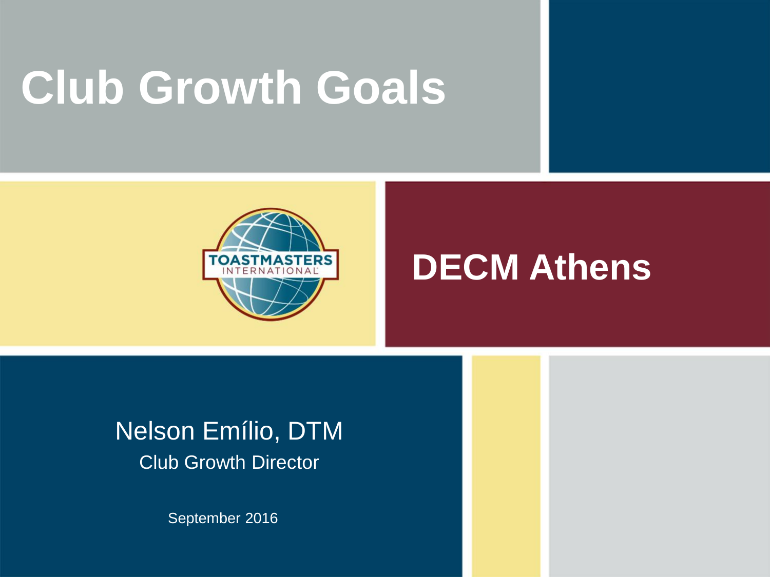# Club Growth Goals

TOASTMASTERS INTERNATIONAL

## DECM Athens

Nelson Emílio, DTM

Club Growth Director

September 2016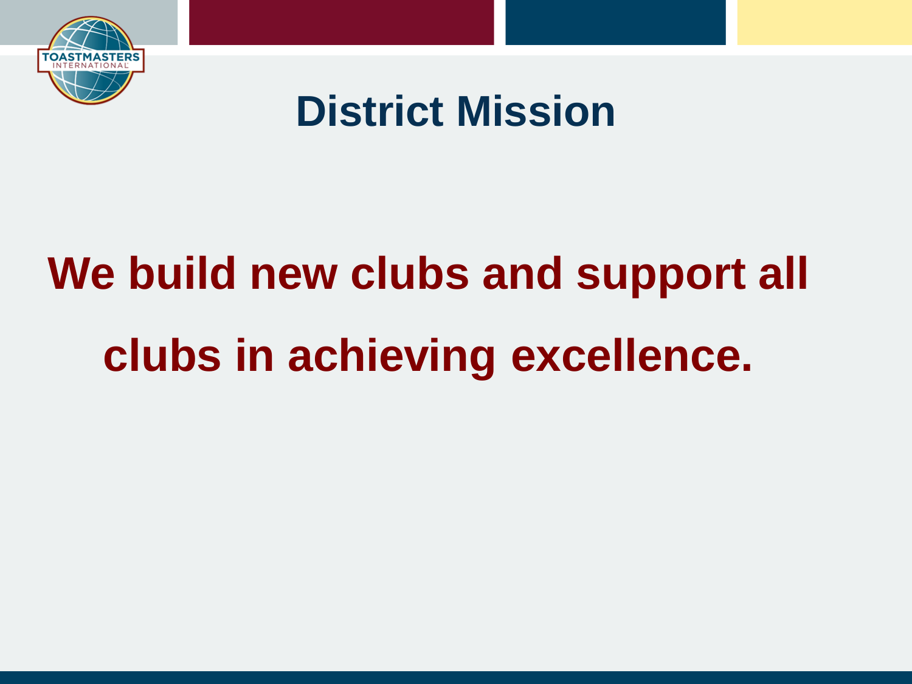# District Mission

**We build new clubs and support all clubs in achieving excellence.**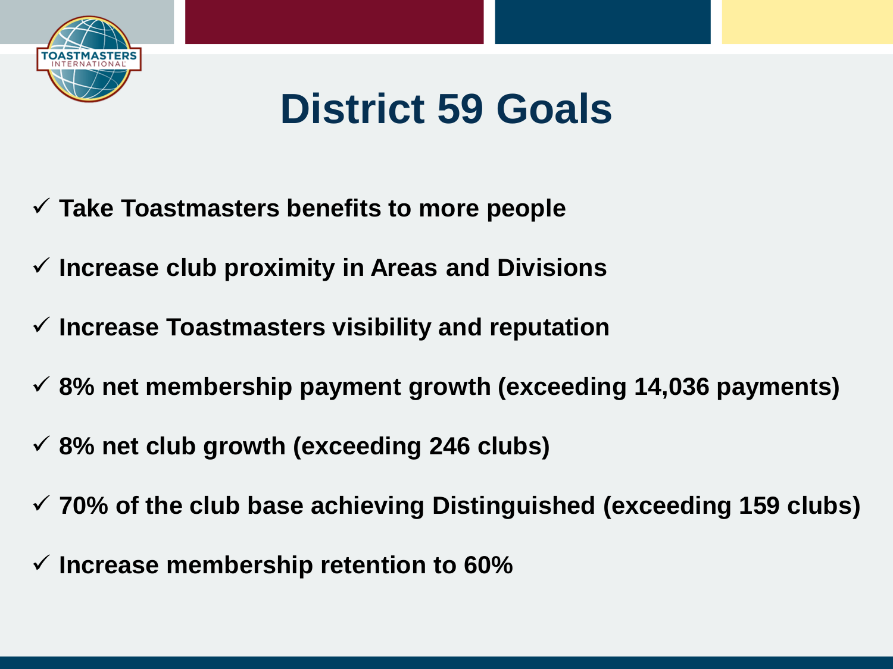# District 59 Goals

- ✓ **Take Toastmasters benefits to more people**
- ✓ **Increase club proximity in Areas and Divisions**
- ✓ **Increase Toastmasters visibility and reputation**
- ✓ **8% net membership payment growth (exceeding 14,036 payments)**
- ✓ **8% net club growth (exceeding 246 clubs)**
- ✓ **70% of the club base achieving Distinguished (exceeding 159 clubs)**
- ✓ **Increase membership retention to 60%**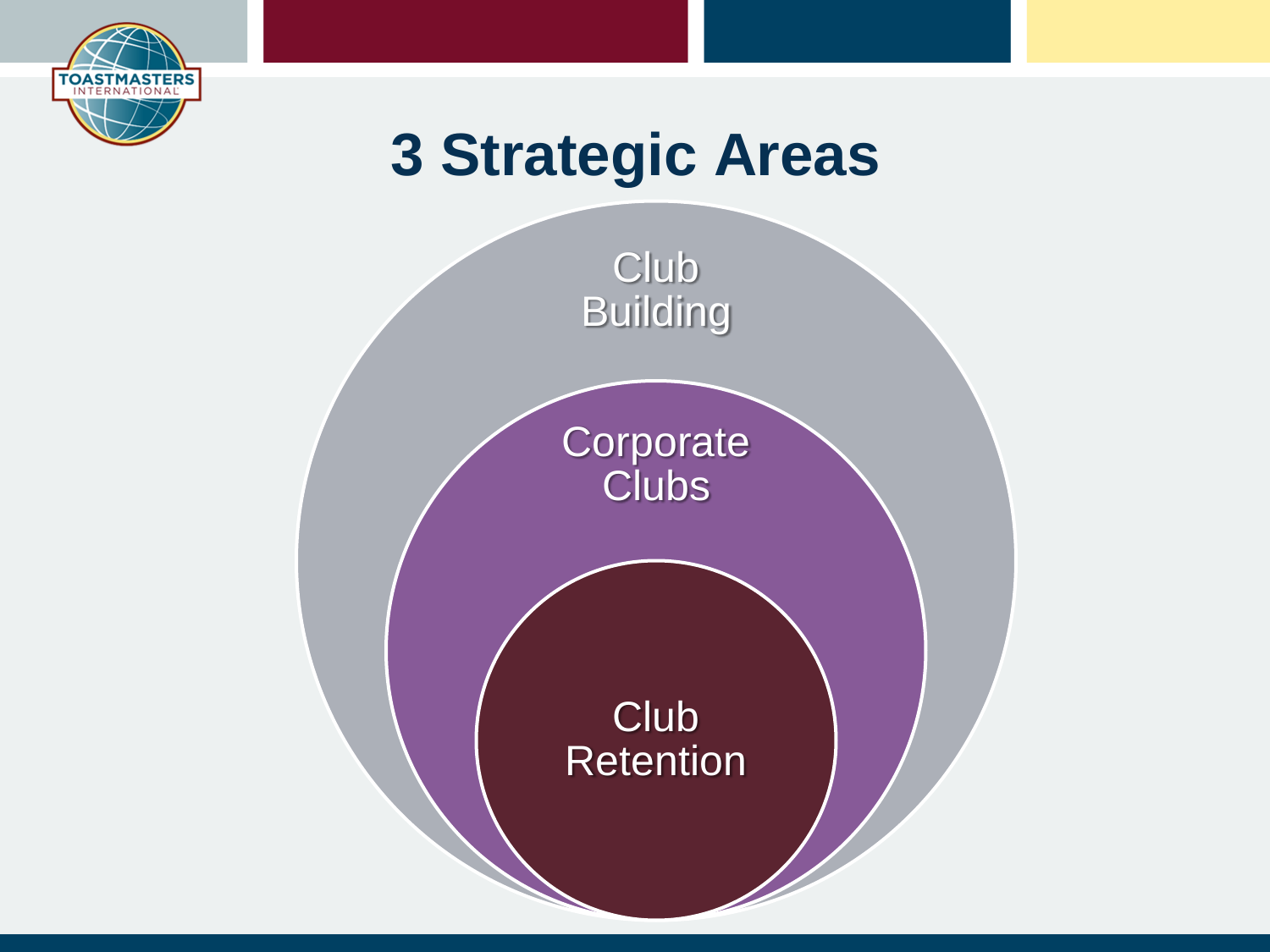# 3 Strategic Areas

- Club Building
- Corporate Clubs
- Club Retention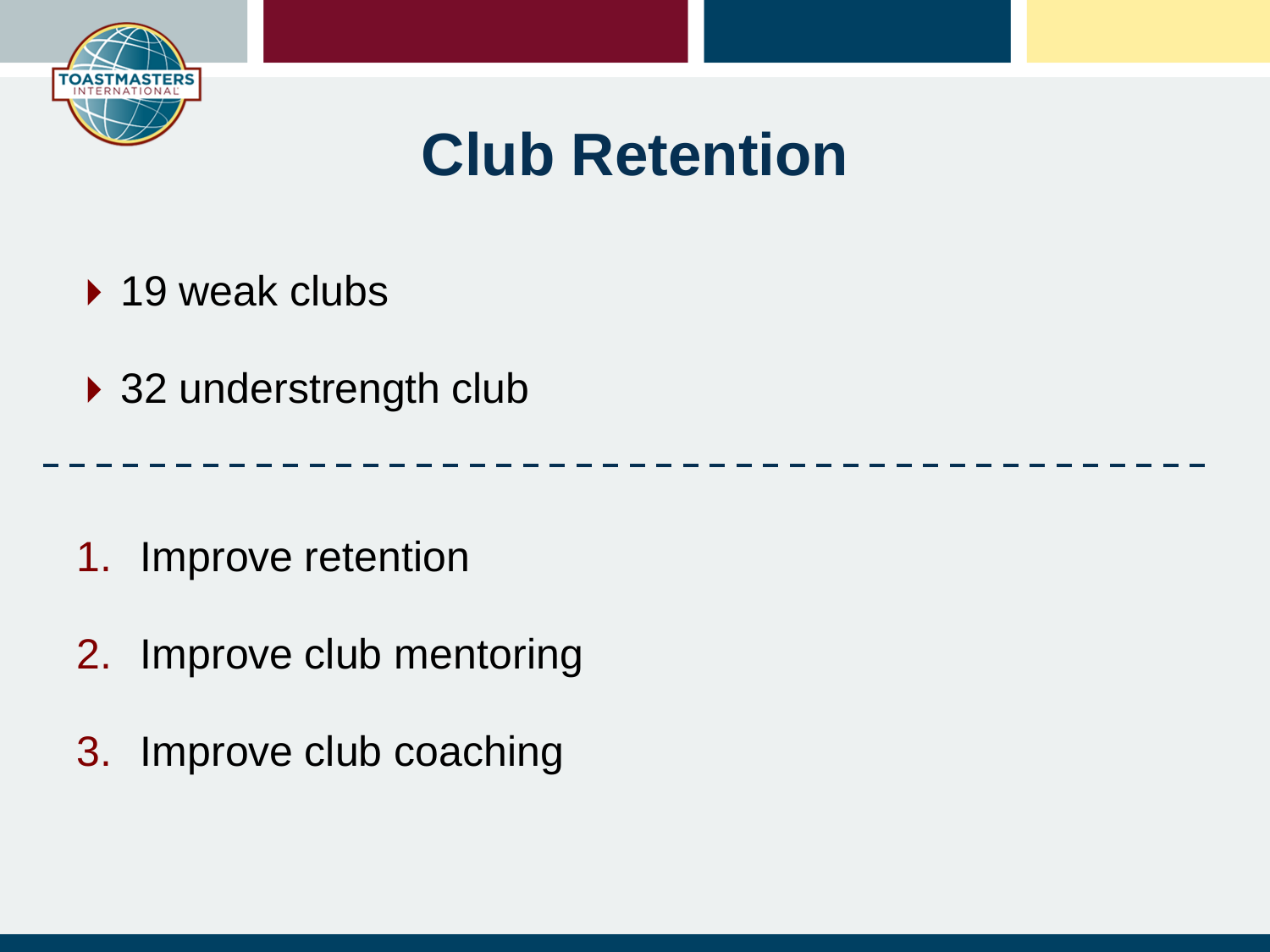# Club Retention

- 19 weak clubs
- 32 understrength club

---

1. Improve retention
2. Improve club mentoring
3. Improve club coaching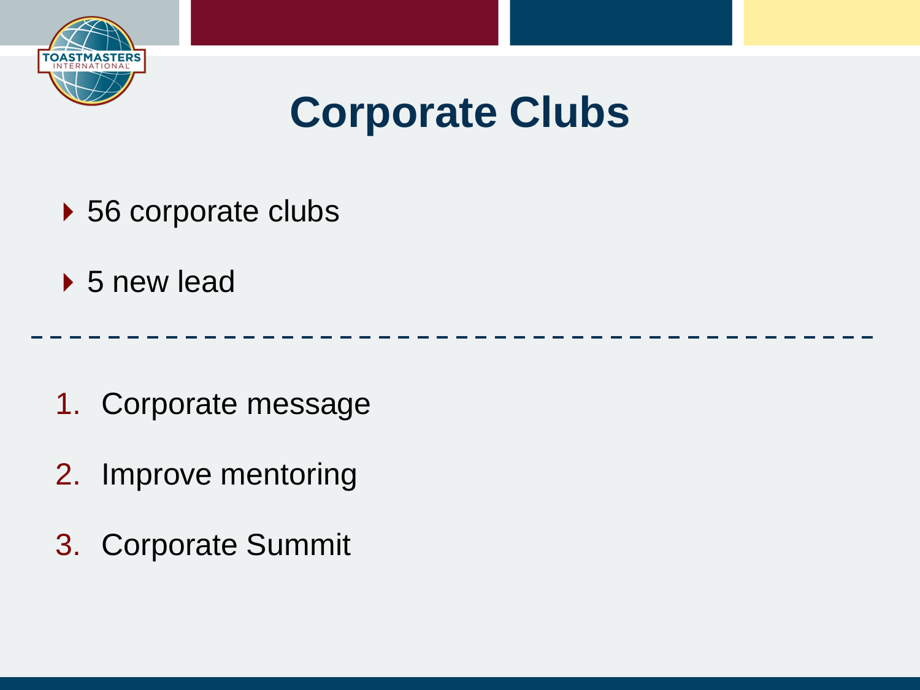# Corporate Clubs

- 56 corporate clubs
- 5 new lead

---

1. Corporate message
2. Improve mentoring
3. Corporate Summit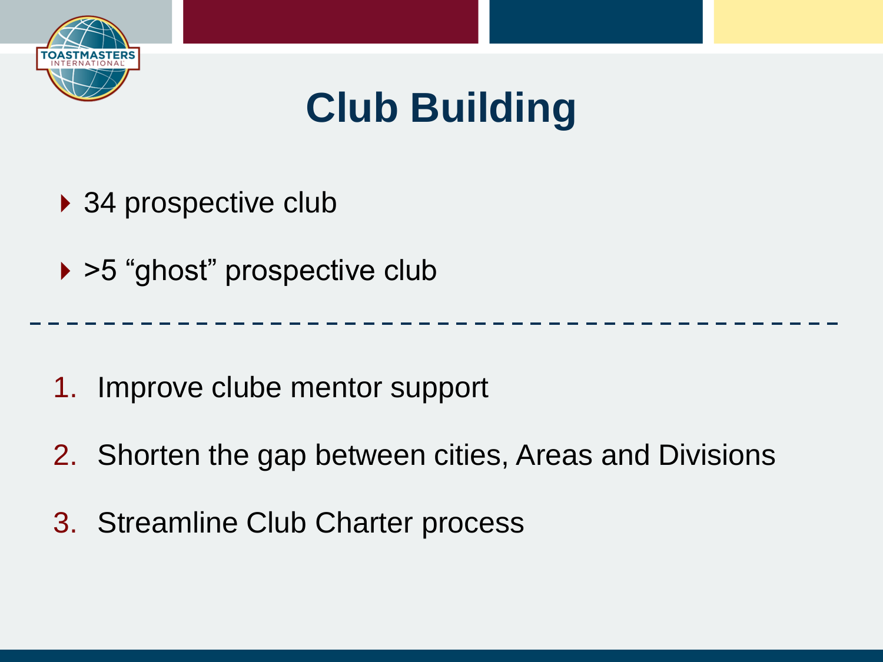# Club Building

- 34 prospective club
- >5 “ghost” prospective club

---

1. Improve clube mentor support
2. Shorten the gap between cities, Areas and Divisions
3. Streamline Club Charter process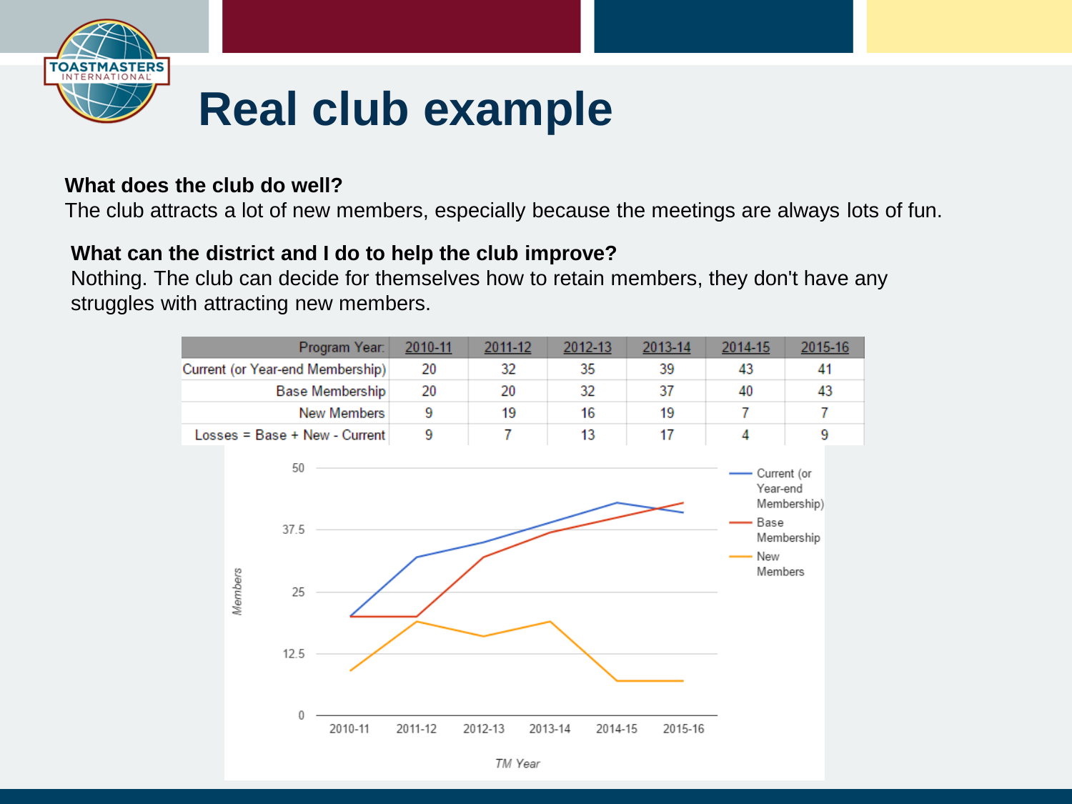# Real club example

**What does the club do well?**
The club attracts a lot of new members, especially because the meetings are always lots of fun.

**What can the district and I do to help the club improve?**
Nothing. The club can decide for themselves how to retain members, they don't have any struggles with attracting new members.

| Program Year: | 2010-11 | 2011-12 | 2012-13 | 2013-14 | 2014-15 | 2015-16 |
|---|---|---|---|---|---|---|
| Current (or Year-end Membership) | 20 | 32 | 35 | 39 | 43 | 41 |
| Base Membership | 20 | 20 | 32 | 37 | 40 | 43 |
| New Members | 9 | 19 | 16 | 19 | 7 | 7 |
| Losses = Base + New - Current | 9 | 7 | 13 | 17 | 4 | 9 |

50
37.5
25
12.5
0

Members

2010-11 2011-12 2012-13 2013-14 2014-15 2015-16

TM Year

Current (or Year-end Membership)
Base Membership
New Members